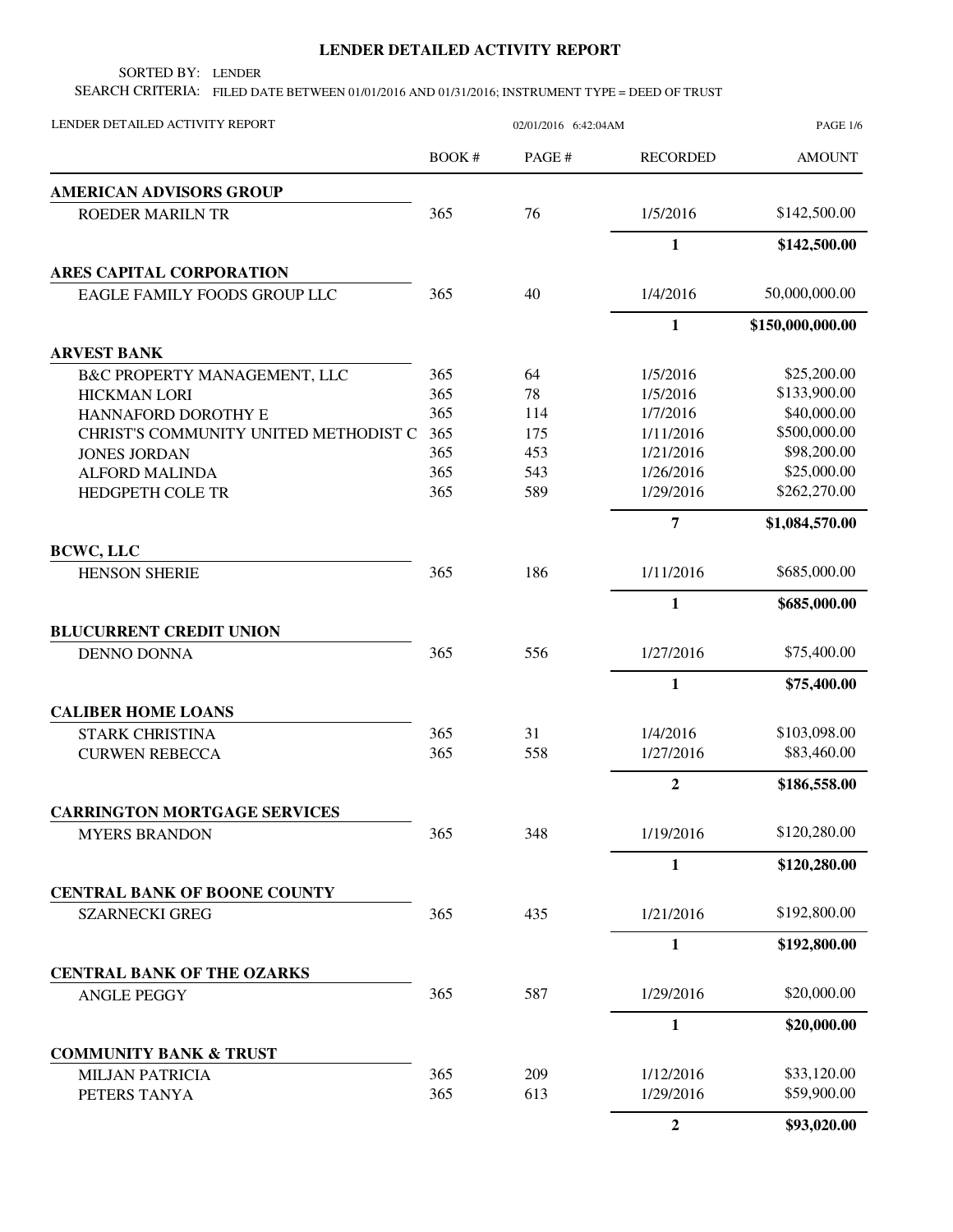# LENDER DETAILED ACTIVITY REPORT

SORTED BY: LENDER

SEARCH CRITERIA: FILED DATE BETWEEN 01/01/2016 AND 01/31/2016; INSTRUMENT TYPE = DEED OF TRUST

LENDER DETAILED ACTIVITY REPORT 02/01/2016 6:42:04AM

| | BOOK # | PAGE # | RECORDED | AMOUNT |
|---|---|---|---|---|
| **AMERICAN ADVISORS GROUP** | | | | |
| ROEDER MARILN TR | 365 | 76 | 1/5/2016 | $142,500.00 |
| | | | **1** | **$142,500.00** |
| **ARES CAPITAL CORPORATION** | | | | |
| EAGLE FAMILY FOODS GROUP LLC | 365 | 40 | 1/4/2016 | 50,000,000.00 |
| | | | **1** | **$150,000,000.00** |
| **ARVEST BANK** | | | | |
| B&C PROPERTY MANAGEMENT, LLC | 365 | 64 | 1/5/2016 | $25,200.00 |
| HICKMAN LORI | 365 | 78 | 1/5/2016 | $133,900.00 |
| HANNAFORD DOROTHY E | 365 | 114 | 1/7/2016 | $40,000.00 |
| CHRIST'S COMMUNITY UNITED METHODIST C | 365 | 175 | 1/11/2016 | $500,000.00 |
| JONES JORDAN | 365 | 453 | 1/21/2016 | $98,200.00 |
| ALFORD MALINDA | 365 | 543 | 1/26/2016 | $25,000.00 |
| HEDGPETH COLE TR | 365 | 589 | 1/29/2016 | $262,270.00 |
| | | | **7** | **$1,084,570.00** |
| **BCWC, LLC** | | | | |
| HENSON SHERIE | 365 | 186 | 1/11/2016 | $685,000.00 |
| | | | **1** | **$685,000.00** |
| **BLUCURRENT CREDIT UNION** | | | | |
| DENNO DONNA | 365 | 556 | 1/27/2016 | $75,400.00 |
| | | | **1** | **$75,400.00** |
| **CALIBER HOME LOANS** | | | | |
| STARK CHRISTINA | 365 | 31 | 1/4/2016 | $103,098.00 |
| CURWEN REBECCA | 365 | 558 | 1/27/2016 | $83,460.00 |
| | | | **2** | **$186,558.00** |
| **CARRINGTON MORTGAGE SERVICES** | | | | |
| MYERS BRANDON | 365 | 348 | 1/19/2016 | $120,280.00 |
| | | | **1** | **$120,280.00** |
| **CENTRAL BANK OF BOONE COUNTY** | | | | |
| SZARNECKI GREG | 365 | 435 | 1/21/2016 | $192,800.00 |
| | | | **1** | **$192,800.00** |
| **CENTRAL BANK OF THE OZARKS** | | | | |
| ANGLE PEGGY | 365 | 587 | 1/29/2016 | $20,000.00 |
| | | | **1** | **$20,000.00** |
| **COMMUNITY BANK & TRUST** | | | | |
| MILJAN PATRICIA | 365 | 209 | 1/12/2016 | $33,120.00 |
| PETERS TANYA | 365 | 613 | 1/29/2016 | $59,900.00 |
| | | | **2** | **$93,020.00** |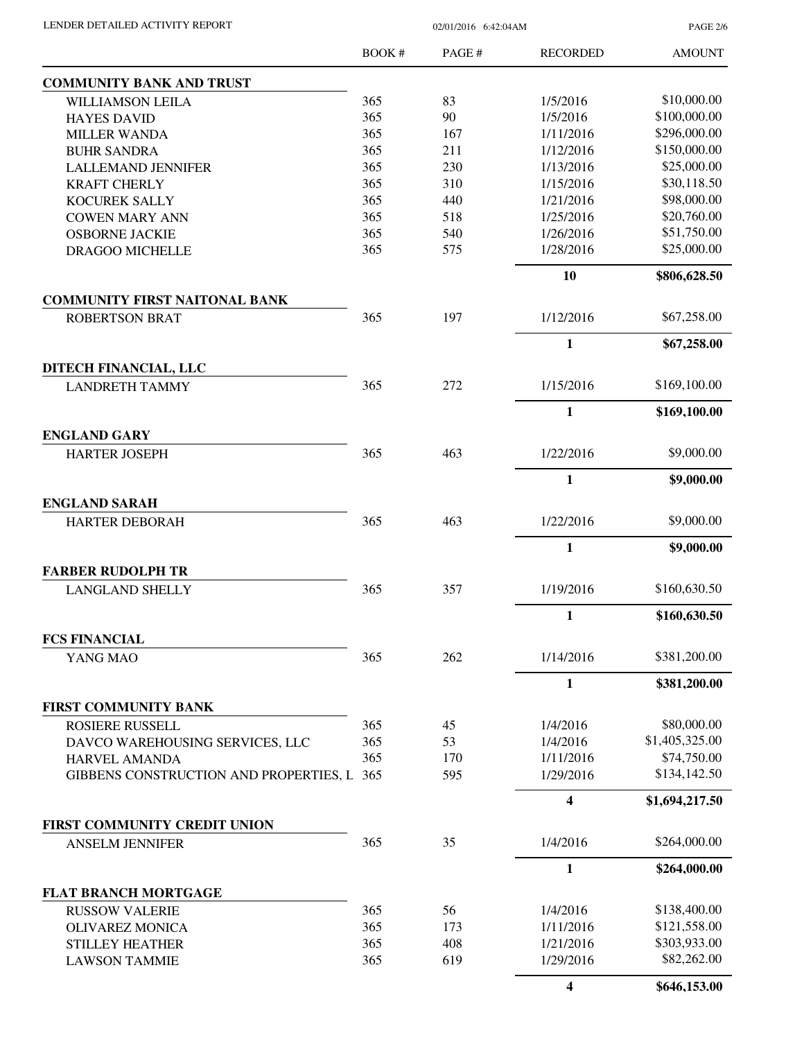| | BOOK # | PAGE # | RECORDED | AMOUNT |
|---|---|---|---|---|
| **COMMUNITY BANK AND TRUST** | | | | |
| WILLIAMSON LEILA | 365 | 83 | 1/5/2016 | $10,000.00 |
| HAYES DAVID | 365 | 90 | 1/5/2016 | $100,000.00 |
| MILLER WANDA | 365 | 167 | 1/11/2016 | $296,000.00 |
| BUHR SANDRA | 365 | 211 | 1/12/2016 | $150,000.00 |
| LALLEMAND JENNIFER | 365 | 230 | 1/13/2016 | $25,000.00 |
| KRAFT CHERLY | 365 | 310 | 1/15/2016 | $30,118.50 |
| KOCUREK SALLY | 365 | 440 | 1/21/2016 | $98,000.00 |
| COWEN MARY ANN | 365 | 518 | 1/25/2016 | $20,760.00 |
| OSBORNE JACKIE | 365 | 540 | 1/26/2016 | $51,750.00 |
| DRAGOO MICHELLE | 365 | 575 | 1/28/2016 | $25,000.00 |
| | | | **10** | **$806,628.50** |
| **COMMUNITY FIRST NAITONAL BANK** | | | | |
| ROBERTSON BRAT | 365 | 197 | 1/12/2016 | $67,258.00 |
| | | | **1** | **$67,258.00** |
| **DITECH FINANCIAL, LLC** | | | | |
| LANDRETH TAMMY | 365 | 272 | 1/15/2016 | $169,100.00 |
| | | | **1** | **$169,100.00** |
| **ENGLAND GARY** | | | | |
| HARTER JOSEPH | 365 | 463 | 1/22/2016 | $9,000.00 |
| | | | **1** | **$9,000.00** |
| **ENGLAND SARAH** | | | | |
| HARTER DEBORAH | 365 | 463 | 1/22/2016 | $9,000.00 |
| | | | **1** | **$9,000.00** |
| **FARBER RUDOLPH TR** | | | | |
| LANGLAND SHELLY | 365 | 357 | 1/19/2016 | $160,630.50 |
| | | | **1** | **$160,630.50** |
| **FCS FINANCIAL** | | | | |
| YANG MAO | 365 | 262 | 1/14/2016 | $381,200.00 |
| | | | **1** | **$381,200.00** |
| **FIRST COMMUNITY BANK** | | | | |
| ROSIERE RUSSELL | 365 | 45 | 1/4/2016 | $80,000.00 |
| DAVCO WAREHOUSING SERVICES, LLC | 365 | 53 | 1/4/2016 | $1,405,325.00 |
| HARVEL AMANDA | 365 | 170 | 1/11/2016 | $74,750.00 |
| GIBBENS CONSTRUCTION AND PROPERTIES, L | 365 | 595 | 1/29/2016 | $134,142.50 |
| | | | **4** | **$1,694,217.50** |
| **FIRST COMMUNITY CREDIT UNION** | | | | |
| ANSELM JENNIFER | 365 | 35 | 1/4/2016 | $264,000.00 |
| | | | **1** | **$264,000.00** |
| **FLAT BRANCH MORTGAGE** | | | | |
| RUSSOW VALERIE | 365 | 56 | 1/4/2016 | $138,400.00 |
| OLIVAREZ MONICA | 365 | 173 | 1/11/2016 | $121,558.00 |
| STILLEY HEATHER | 365 | 408 | 1/21/2016 | $303,933.00 |
| LAWSON TAMMIE | 365 | 619 | 1/29/2016 | $82,262.00 |
| | | | **4** | **$646,153.00** |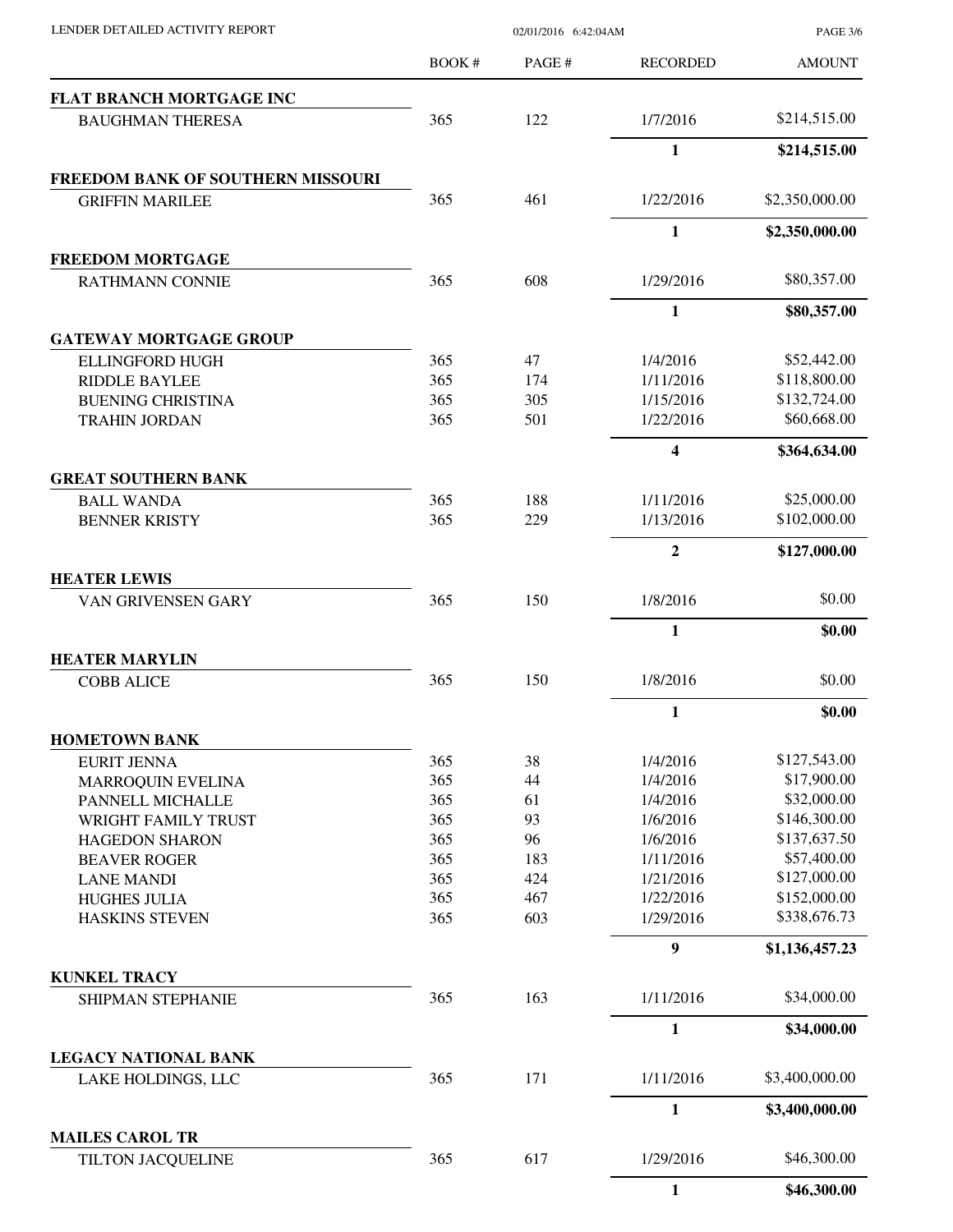| | BOOK # | PAGE # | RECORDED | AMOUNT |
|---|---|---|---|---|
| **FLAT BRANCH MORTGAGE INC** | | | | |
| BAUGHMAN THERESA | 365 | 122 | 1/7/2016 | $214,515.00 |
| | | | **1** | **$214,515.00** |
| **FREEDOM BANK OF SOUTHERN MISSOURI** | | | | |
| GRIFFIN MARILEE | 365 | 461 | 1/22/2016 | $2,350,000.00 |
| | | | **1** | **$2,350,000.00** |
| **FREEDOM MORTGAGE** | | | | |
| RATHMANN CONNIE | 365 | 608 | 1/29/2016 | $80,357.00 |
| | | | **1** | **$80,357.00** |
| **GATEWAY MORTGAGE GROUP** | | | | |
| ELLINGFORD HUGH | 365 | 47 | 1/4/2016 | $52,442.00 |
| RIDDLE BAYLEE | 365 | 174 | 1/11/2016 | $118,800.00 |
| BUENING CHRISTINA | 365 | 305 | 1/15/2016 | $132,724.00 |
| TRAHIN JORDAN | 365 | 501 | 1/22/2016 | $60,668.00 |
| | | | **4** | **$364,634.00** |
| **GREAT SOUTHERN BANK** | | | | |
| BALL WANDA | 365 | 188 | 1/11/2016 | $25,000.00 |
| BENNER KRISTY | 365 | 229 | 1/13/2016 | $102,000.00 |
| | | | **2** | **$127,000.00** |
| **HEATER LEWIS** | | | | |
| VAN GRIVENSEN GARY | 365 | 150 | 1/8/2016 | $0.00 |
| | | | **1** | **$0.00** |
| **HEATER MARYLIN** | | | | |
| COBB ALICE | 365 | 150 | 1/8/2016 | $0.00 |
| | | | **1** | **$0.00** |
| **HOMETOWN BANK** | | | | |
| EURIT JENNA | 365 | 38 | 1/4/2016 | $127,543.00 |
| MARROQUIN EVELINA | 365 | 44 | 1/4/2016 | $17,900.00 |
| PANNELL MICHALLE | 365 | 61 | 1/4/2016 | $32,000.00 |
| WRIGHT FAMILY TRUST | 365 | 93 | 1/6/2016 | $146,300.00 |
| HAGEDON SHARON | 365 | 96 | 1/6/2016 | $137,637.50 |
| BEAVER ROGER | 365 | 183 | 1/11/2016 | $57,400.00 |
| LANE MANDI | 365 | 424 | 1/21/2016 | $127,000.00 |
| HUGHES JULIA | 365 | 467 | 1/22/2016 | $152,000.00 |
| HASKINS STEVEN | 365 | 603 | 1/29/2016 | $338,676.73 |
| | | | **9** | **$1,136,457.23** |
| **KUNKEL TRACY** | | | | |
| SHIPMAN STEPHANIE | 365 | 163 | 1/11/2016 | $34,000.00 |
| | | | **1** | **$34,000.00** |
| **LEGACY NATIONAL BANK** | | | | |
| LAKE HOLDINGS, LLC | 365 | 171 | 1/11/2016 | $3,400,000.00 |
| | | | **1** | **$3,400,000.00** |
| **MAILES CAROL TR** | | | | |
| TILTON JACQUELINE | 365 | 617 | 1/29/2016 | $46,300.00 |
| | | | **1** | **$46,300.00** |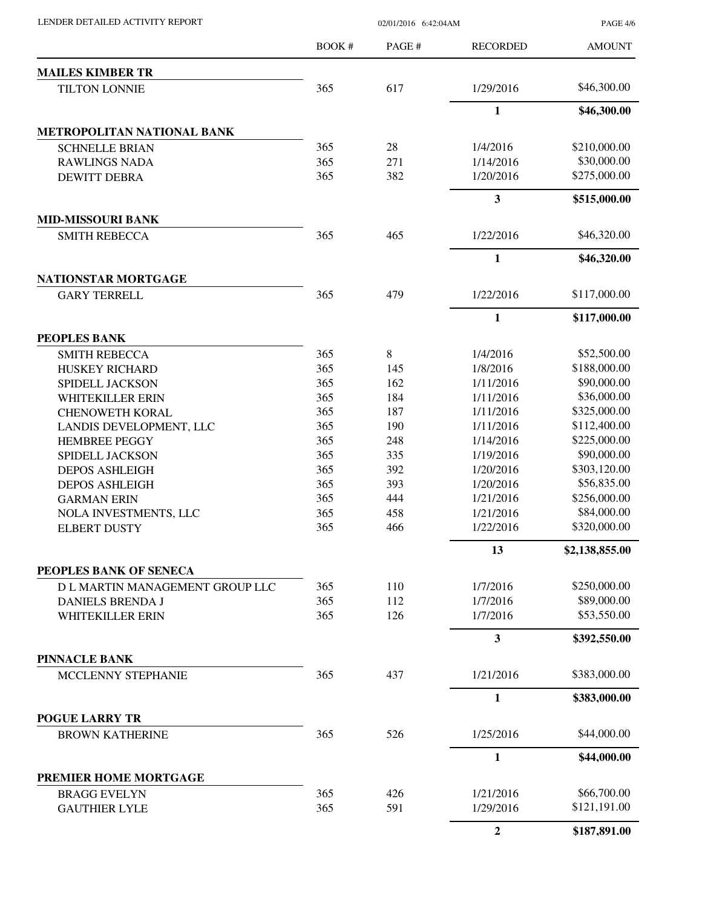| | BOOK # | PAGE # | RECORDED | AMOUNT |
|---|---|---|---|---|
| **MAILES KIMBER TR** | | | | |
| TILTON LONNIE | 365 | 617 | 1/29/2016 | $46,300.00 |
| | | | **1** | **$46,300.00** |
| **METROPOLITAN NATIONAL BANK** | | | | |
| SCHNELLE BRIAN | 365 | 28 | 1/4/2016 | $210,000.00 |
| RAWLINGS NADA | 365 | 271 | 1/14/2016 | $30,000.00 |
| DEWITT DEBRA | 365 | 382 | 1/20/2016 | $275,000.00 |
| | | | **3** | **$515,000.00** |
| **MID-MISSOURI BANK** | | | | |
| SMITH REBECCA | 365 | 465 | 1/22/2016 | $46,320.00 |
| | | | **1** | **$46,320.00** |
| **NATIONSTAR MORTGAGE** | | | | |
| GARY TERRELL | 365 | 479 | 1/22/2016 | $117,000.00 |
| | | | **1** | **$117,000.00** |
| **PEOPLES BANK** | | | | |
| SMITH REBECCA | 365 | 8 | 1/4/2016 | $52,500.00 |
| HUSKEY RICHARD | 365 | 145 | 1/8/2016 | $188,000.00 |
| SPIDELL JACKSON | 365 | 162 | 1/11/2016 | $90,000.00 |
| WHITEKILLER ERIN | 365 | 184 | 1/11/2016 | $36,000.00 |
| CHENOWETH KORAL | 365 | 187 | 1/11/2016 | $325,000.00 |
| LANDIS DEVELOPMENT, LLC | 365 | 190 | 1/11/2016 | $112,400.00 |
| HEMBREE PEGGY | 365 | 248 | 1/14/2016 | $225,000.00 |
| SPIDELL JACKSON | 365 | 335 | 1/19/2016 | $90,000.00 |
| DEPOS ASHLEIGH | 365 | 392 | 1/20/2016 | $303,120.00 |
| DEPOS ASHLEIGH | 365 | 393 | 1/20/2016 | $56,835.00 |
| GARMAN ERIN | 365 | 444 | 1/21/2016 | $256,000.00 |
| NOLA INVESTMENTS, LLC | 365 | 458 | 1/21/2016 | $84,000.00 |
| ELBERT DUSTY | 365 | 466 | 1/22/2016 | $320,000.00 |
| | | | **13** | **$2,138,855.00** |
| **PEOPLES BANK OF SENECA** | | | | |
| D L MARTIN MANAGEMENT GROUP LLC | 365 | 110 | 1/7/2016 | $250,000.00 |
| DANIELS BRENDA J | 365 | 112 | 1/7/2016 | $89,000.00 |
| WHITEKILLER ERIN | 365 | 126 | 1/7/2016 | $53,550.00 |
| | | | **3** | **$392,550.00** |
| **PINNACLE BANK** | | | | |
| MCCLENNY STEPHANIE | 365 | 437 | 1/21/2016 | $383,000.00 |
| | | | **1** | **$383,000.00** |
| **POGUE LARRY TR** | | | | |
| BROWN KATHERINE | 365 | 526 | 1/25/2016 | $44,000.00 |
| | | | **1** | **$44,000.00** |
| **PREMIER HOME MORTGAGE** | | | | |
| BRAGG EVELYN | 365 | 426 | 1/21/2016 | $66,700.00 |
| GAUTHIER LYLE | 365 | 591 | 1/29/2016 | $121,191.00 |
| | | | **2** | **$187,891.00** |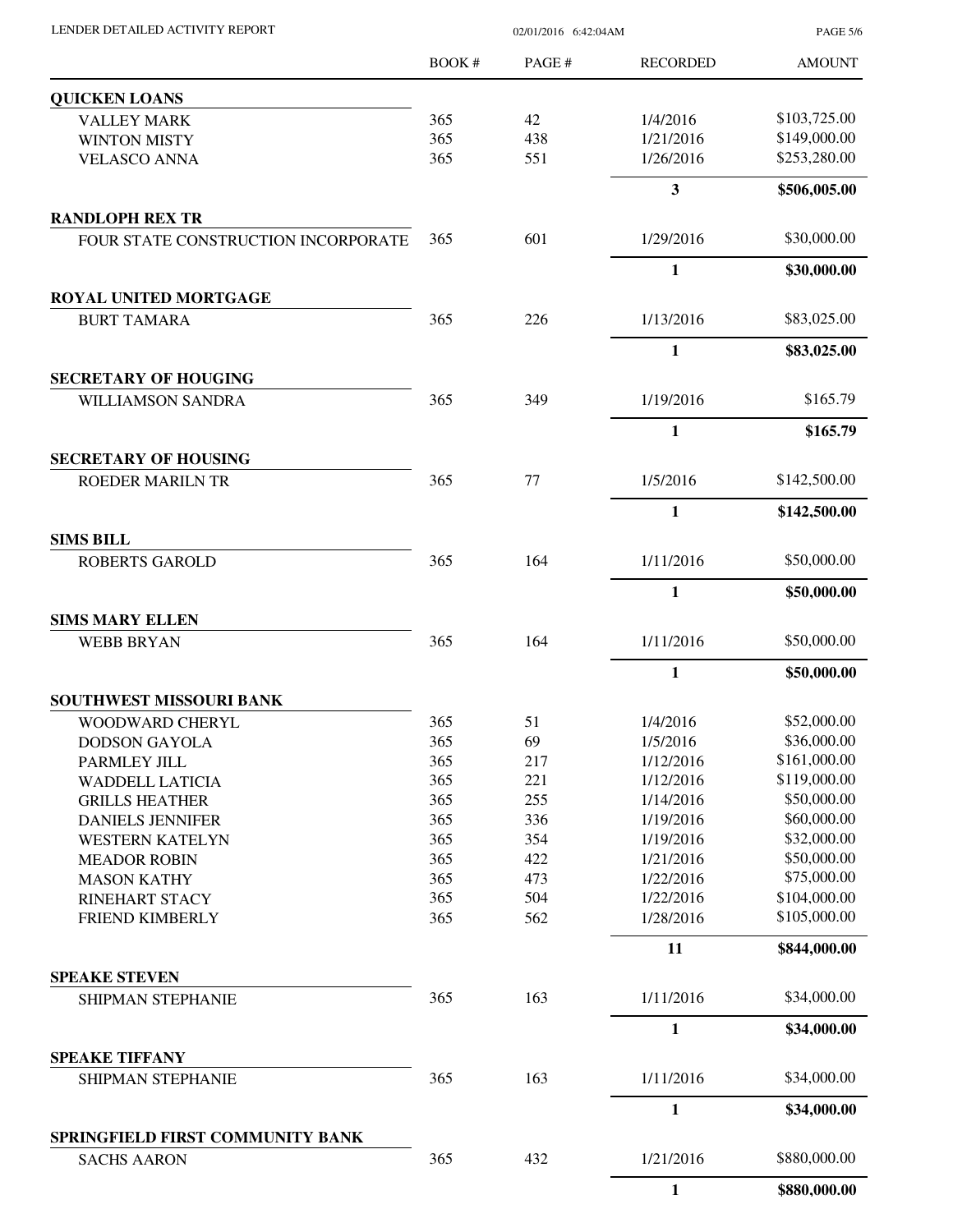| | BOOK # | PAGE # | RECORDED | AMOUNT |
|---|---|---|---|---|
| **QUICKEN LOANS** | | | | |
| VALLEY MARK | 365 | 42 | 1/4/2016 | $103,725.00 |
| WINTON MISTY | 365 | 438 | 1/21/2016 | $149,000.00 |
| VELASCO ANNA | 365 | 551 | 1/26/2016 | $253,280.00 |
| | | | **3** | **$506,005.00** |
| **RANDLOPH REX TR** | | | | |
| FOUR STATE CONSTRUCTION INCORPORATE | 365 | 601 | 1/29/2016 | $30,000.00 |
| | | | **1** | **$30,000.00** |
| **ROYAL UNITED MORTGAGE** | | | | |
| BURT TAMARA | 365 | 226 | 1/13/2016 | $83,025.00 |
| | | | **1** | **$83,025.00** |
| **SECRETARY OF HOUGING** | | | | |
| WILLIAMSON SANDRA | 365 | 349 | 1/19/2016 | $165.79 |
| | | | **1** | **$165.79** |
| **SECRETARY OF HOUSING** | | | | |
| ROEDER MARILN TR | 365 | 77 | 1/5/2016 | $142,500.00 |
| | | | **1** | **$142,500.00** |
| **SIMS BILL** | | | | |
| ROBERTS GAROLD | 365 | 164 | 1/11/2016 | $50,000.00 |
| | | | **1** | **$50,000.00** |
| **SIMS MARY ELLEN** | | | | |
| WEBB BRYAN | 365 | 164 | 1/11/2016 | $50,000.00 |
| | | | **1** | **$50,000.00** |
| **SOUTHWEST MISSOURI BANK** | | | | |
| WOODWARD CHERYL | 365 | 51 | 1/4/2016 | $52,000.00 |
| DODSON GAYOLA | 365 | 69 | 1/5/2016 | $36,000.00 |
| PARMLEY JILL | 365 | 217 | 1/12/2016 | $161,000.00 |
| WADDELL LATICIA | 365 | 221 | 1/12/2016 | $119,000.00 |
| GRILLS HEATHER | 365 | 255 | 1/14/2016 | $50,000.00 |
| DANIELS JENNIFER | 365 | 336 | 1/19/2016 | $60,000.00 |
| WESTERN KATELYN | 365 | 354 | 1/19/2016 | $32,000.00 |
| MEADOR ROBIN | 365 | 422 | 1/21/2016 | $50,000.00 |
| MASON KATHY | 365 | 473 | 1/22/2016 | $75,000.00 |
| RINEHART STACY | 365 | 504 | 1/22/2016 | $104,000.00 |
| FRIEND KIMBERLY | 365 | 562 | 1/28/2016 | $105,000.00 |
| | | | **11** | **$844,000.00** |
| **SPEAKE STEVEN** | | | | |
| SHIPMAN STEPHANIE | 365 | 163 | 1/11/2016 | $34,000.00 |
| | | | **1** | **$34,000.00** |
| **SPEAKE TIFFANY** | | | | |
| SHIPMAN STEPHANIE | 365 | 163 | 1/11/2016 | $34,000.00 |
| | | | **1** | **$34,000.00** |
| **SPRINGFIELD FIRST COMMUNITY BANK** | | | | |
| SACHS AARON | 365 | 432 | 1/21/2016 | $880,000.00 |
| | | | **1** | **$880,000.00** |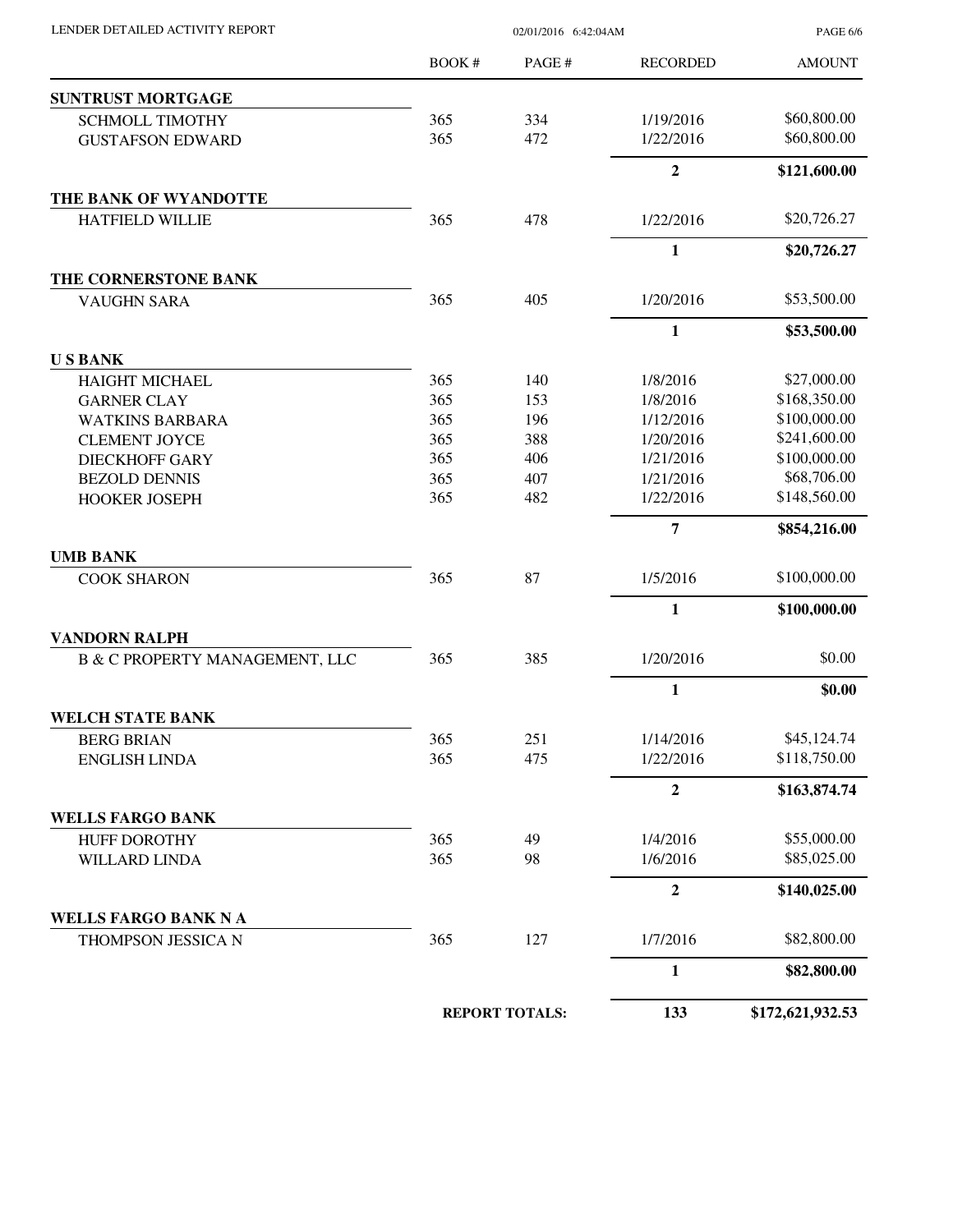| | BOOK # | PAGE # | RECORDED | AMOUNT |
|---|---|---|---|---|
| **SUNTRUST MORTGAGE** | | | | |
| SCHMOLL TIMOTHY | 365 | 334 | 1/19/2016 | $60,800.00 |
| GUSTAFSON EDWARD | 365 | 472 | 1/22/2016 | $60,800.00 |
| | | | **2** | **$121,600.00** |
| **THE BANK OF WYANDOTTE** | | | | |
| HATFIELD WILLIE | 365 | 478 | 1/22/2016 | $20,726.27 |
| | | | **1** | **$20,726.27** |
| **THE CORNERSTONE BANK** | | | | |
| VAUGHN SARA | 365 | 405 | 1/20/2016 | $53,500.00 |
| | | | **1** | **$53,500.00** |
| **U S BANK** | | | | |
| HAIGHT MICHAEL | 365 | 140 | 1/8/2016 | $27,000.00 |
| GARNER CLAY | 365 | 153 | 1/8/2016 | $168,350.00 |
| WATKINS BARBARA | 365 | 196 | 1/12/2016 | $100,000.00 |
| CLEMENT JOYCE | 365 | 388 | 1/20/2016 | $241,600.00 |
| DIECKHOFF GARY | 365 | 406 | 1/21/2016 | $100,000.00 |
| BEZOLD DENNIS | 365 | 407 | 1/21/2016 | $68,706.00 |
| HOOKER JOSEPH | 365 | 482 | 1/22/2016 | $148,560.00 |
| | | | **7** | **$854,216.00** |
| **UMB BANK** | | | | |
| COOK SHARON | 365 | 87 | 1/5/2016 | $100,000.00 |
| | | | **1** | **$100,000.00** |
| **VANDORN RALPH** | | | | |
| B & C PROPERTY MANAGEMENT, LLC | 365 | 385 | 1/20/2016 | $0.00 |
| | | | **1** | **$0.00** |
| **WELCH STATE BANK** | | | | |
| BERG BRIAN | 365 | 251 | 1/14/2016 | $45,124.74 |
| ENGLISH LINDA | 365 | 475 | 1/22/2016 | $118,750.00 |
| | | | **2** | **$163,874.74** |
| **WELLS FARGO BANK** | | | | |
| HUFF DOROTHY | 365 | 49 | 1/4/2016 | $55,000.00 |
| WILLARD LINDA | 365 | 98 | 1/6/2016 | $85,025.00 |
| | | | **2** | **$140,025.00** |
| **WELLS FARGO BANK N A** | | | | |
| THOMPSON JESSICA N | 365 | 127 | 1/7/2016 | $82,800.00 |
| | | | **1** | **$82,800.00** |
| | **REPORT TOTALS:** | | **133** | **$172,621,932.53** |